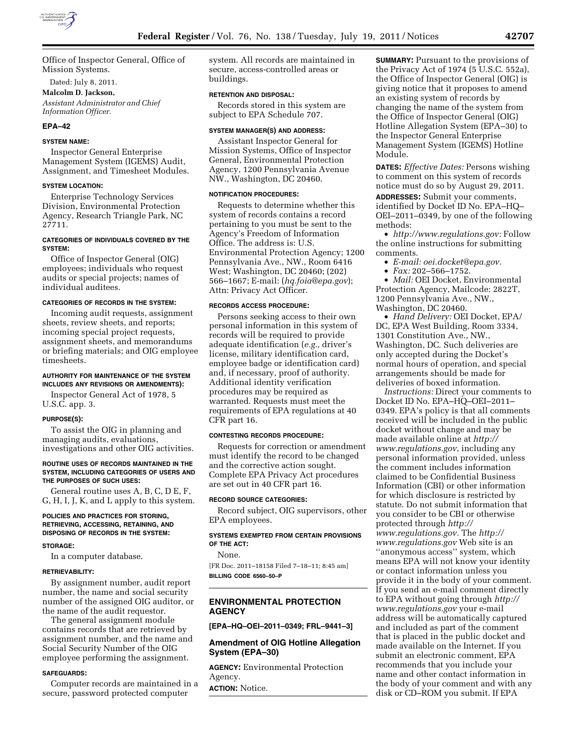Office of Inspector General, Office of Mission Systems.

Dated: July 8, 2011.

**Malcolm D. Jackson,**

*Assistant Administrator and Chief Information Officer.*

## EPA–42

### SYSTEM NAME:

Inspector General Enterprise Management System (IGEMS) Audit, Assignment, and Timesheet Modules.

### SYSTEM LOCATION:

Enterprise Technology Services Division, Environmental Protection Agency, Research Triangle Park, NC 27711.

### CATEGORIES OF INDIVIDUALS COVERED BY THE SYSTEM:

Office of Inspector General (OIG) employees; individuals who request audits or special projects; names of individual auditees.

### CATEGORIES OF RECORDS IN THE SYSTEM:

Incoming audit requests, assignment sheets, review sheets, and reports; incoming special project requests, assignment sheets, and memorandums or briefing materials; and OIG employee timesheets.

### AUTHORITY FOR MAINTENANCE OF THE SYSTEM INCLUDES ANY REVISIONS OR AMENDMENTS):

Inspector General Act of 1978, 5 U.S.C. app. 3.

### PURPOSE(S):

To assist the OIG in planning and managing audits, evaluations, investigations and other OIG activities.

### ROUTINE USES OF RECORDS MAINTAINED IN THE SYSTEM, INCLUDING CATEGORIES OF USERS AND THE PURPOSES OF SUCH USES:

General routine uses A, B, C, D E, F, G, H, I, J, K, and L apply to this system.

### POLICIES AND PRACTICES FOR STORING, RETRIEVING, ACCESSING, RETAINING, AND DISPOSING OF RECORDS IN THE SYSTEM:

### STORAGE:

In a computer database.

### RETRIEVABILITY:

By assignment number, audit report number, the name and social security number of the assigned OIG auditor, or the name of the audit requestor.

The general assignment module contains records that are retrieved by assignment number, and the name and Social Security Number of the OIG employee performing the assignment.

### SAFEGUARDS:

Computer records are maintained in a secure, password protected computer system. All records are maintained in secure, access-controlled areas or buildings.

### RETENTION AND DISPOSAL:

Records stored in this system are subject to EPA Schedule 707.

### SYSTEM MANAGER(S) AND ADDRESS:

Assistant Inspector General for Mission Systems, Office of Inspector General, Environmental Protection Agency, 1200 Pennsylvania Avenue NW., Washington, DC 20460.

### NOTIFICATION PROCEDURES:

Requests to determine whether this system of records contains a record pertaining to you must be sent to the Agency's Freedom of Information Office. The address is: U.S. Environmental Protection Agency; 1200 Pennsylvania Ave., NW., Room 6416 West; Washington, DC 20460; (202) 566–1667; E-mail: (*hq.foia@epa.gov*); Attn: Privacy Act Officer.

### RECORDS ACCESS PROCEDURE:

Persons seeking access to their own personal information in this system of records will be required to provide adequate identification (*e.g.,* driver's license, military identification card, employee badge or identification card) and, if necessary, proof of authority. Additional identity verification procedures may be required as warranted. Requests must meet the requirements of EPA regulations at 40 CFR part 16.

### CONTESTING RECORDS PROCEDURE:

Requests for correction or amendment must identify the record to be changed and the corrective action sought. Complete EPA Privacy Act procedures are set out in 40 CFR part 16.

### RECORD SOURCE CATEGORIES:

Record subject, OIG supervisors, other EPA employees.

### SYSTEMS EXEMPTED FROM CERTAIN PROVISIONS OF THE ACT:

None.

[FR Doc. 2011–18158 Filed 7–18–11; 8:45 am]

**BILLING CODE 6560–50–P**

---

## ENVIRONMENTAL PROTECTION AGENCY

**[EPA–HQ–OEI–2011–0349; FRL–9441–3]**

## Amendment of OIG Hotline Allegation System (EPA–30)

**AGENCY:** Environmental Protection Agency.

**ACTION:** Notice.

---

**SUMMARY:** Pursuant to the provisions of the Privacy Act of 1974 (5 U.S.C. 552a), the Office of Inspector General (OIG) is giving notice that it proposes to amend an existing system of records by changing the name of the system from the Office of Inspector General (OIG) Hotline Allegation System (EPA–30) to the Inspector General Enterprise Management System (IGEMS) Hotline Module.

**DATES:** *Effective Dates:* Persons wishing to comment on this system of records notice must do so by August 29, 2011.

**ADDRESSES:** Submit your comments, identified by Docket ID No. EPA–HQ–OEI–2011–0349, by one of the following methods:

- *http://www.regulations.gov:* Follow the online instructions for submitting comments.
- *E-mail: oei.docket@epa.gov.*
- *Fax:* 202–566–1752.
- *Mail:* OEI Docket, Environmental Protection Agency, Mailcode: 2822T, 1200 Pennsylvania Ave., NW., Washington, DC 20460.
- *Hand Delivery:* OEI Docket, EPA/DC, EPA West Building, Room 3334, 1301 Constitution Ave., NW., Washington, DC. Such deliveries are only accepted during the Docket's normal hours of operation, and special arrangements should be made for deliveries of boxed information.

*Instructions:* Direct your comments to Docket ID No. EPA–HQ–OEI–2011–0349. EPA's policy is that all comments received will be included in the public docket without change and may be made available online at *http://www.regulations.gov*, including any personal information provided, unless the comment includes information claimed to be Confidential Business Information (CBI) or other information for which disclosure is restricted by statute. Do not submit information that you consider to be CBI or otherwise protected through *http://www.regulations.gov*. The *http://www.regulations.gov* Web site is an "anonymous access" system, which means EPA will not know your identity or contact information unless you provide it in the body of your comment. If you send an e-mail comment directly to EPA without going through *http://www.regulations.gov* your e-mail address will be automatically captured and included as part of the comment that is placed in the public docket and made available on the Internet. If you submit an electronic comment, EPA recommends that you include your name and other contact information in the body of your comment and with any disk or CD–ROM you submit. If EPA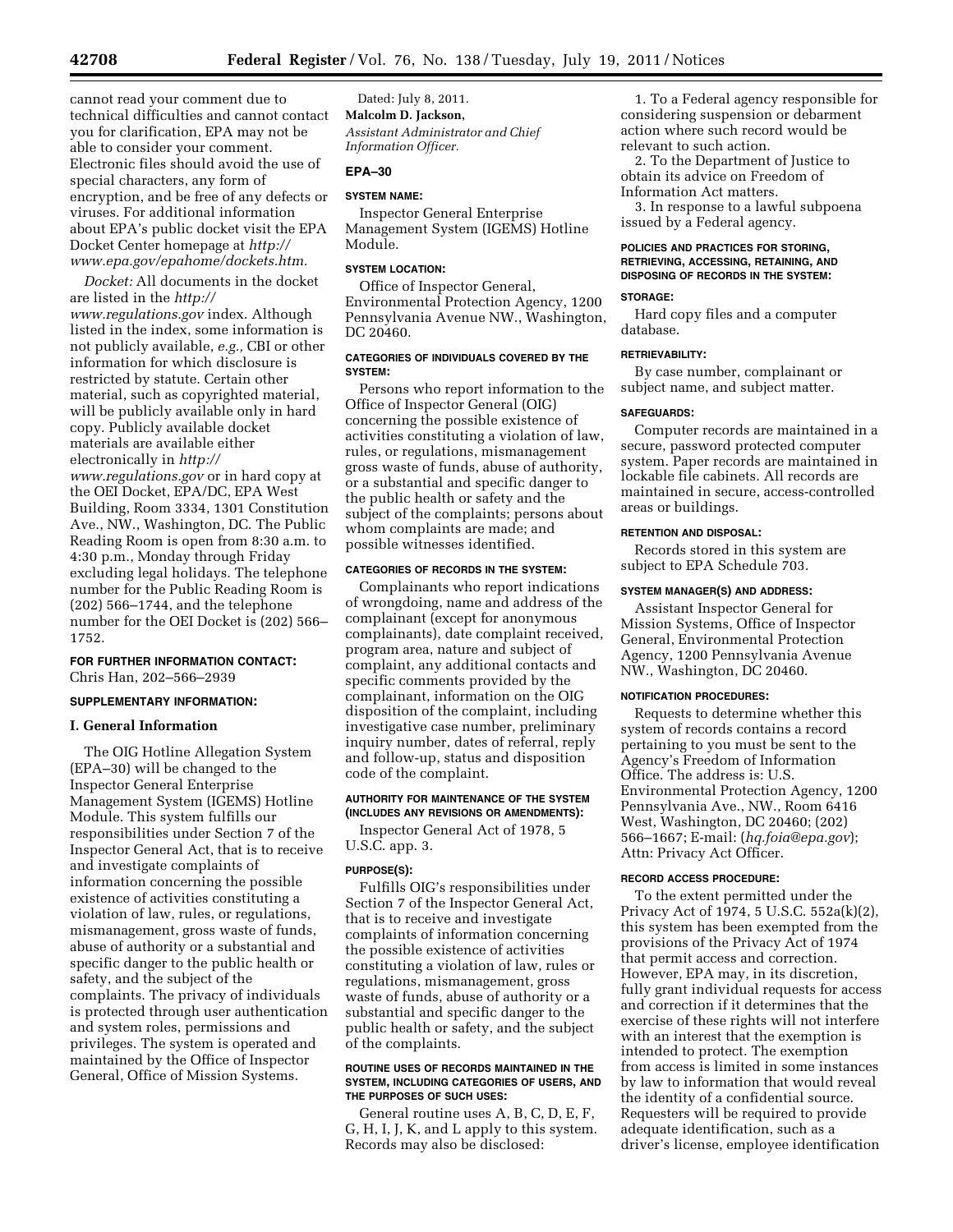cannot read your comment due to technical difficulties and cannot contact you for clarification, EPA may not be able to consider your comment. Electronic files should avoid the use of special characters, any form of encryption, and be free of any defects or viruses. For additional information about EPA's public docket visit the EPA Docket Center homepage at *http://www.epa.gov/epahome/dockets.htm.*

*Docket:* All documents in the docket are listed in the *http://www.regulations.gov* index. Although listed in the index, some information is not publicly available, *e.g.,* CBI or other information for which disclosure is restricted by statute. Certain other material, such as copyrighted material, will be publicly available only in hard copy. Publicly available docket materials are available either electronically in *http://www.regulations.gov* or in hard copy at the OEI Docket, EPA/DC, EPA West Building, Room 3334, 1301 Constitution Ave., NW., Washington, DC. The Public Reading Room is open from 8:30 a.m. to 4:30 p.m., Monday through Friday excluding legal holidays. The telephone number for the Public Reading Room is (202) 566–1744, and the telephone number for the OEI Docket is (202) 566–1752.

**FOR FURTHER INFORMATION CONTACT:** Chris Han, 202–566–2939

**SUPPLEMENTARY INFORMATION:**

## I. General Information

The OIG Hotline Allegation System (EPA–30) will be changed to the Inspector General Enterprise Management System (IGEMS) Hotline Module. This system fulfills our responsibilities under Section 7 of the Inspector General Act, that is to receive and investigate complaints of information concerning the possible existence of activities constituting a violation of law, rules, or regulations, mismanagement, gross waste of funds, abuse of authority or a substantial and specific danger to the public health or safety, and the subject of the complaints. The privacy of individuals is protected through user authentication and system roles, permissions and privileges. The system is operated and maintained by the Office of Inspector General, Office of Mission Systems.

Dated: July 8, 2011.

**Malcolm D. Jackson,**

*Assistant Administrator and Chief Information Officer.*

**EPA–30**

**SYSTEM NAME:**

Inspector General Enterprise Management System (IGEMS) Hotline Module.

**SYSTEM LOCATION:**

Office of Inspector General, Environmental Protection Agency, 1200 Pennsylvania Avenue NW., Washington, DC 20460.

**CATEGORIES OF INDIVIDUALS COVERED BY THE SYSTEM:**

Persons who report information to the Office of Inspector General (OIG) concerning the possible existence of activities constituting a violation of law, rules, or regulations, mismanagement gross waste of funds, abuse of authority, or a substantial and specific danger to the public health or safety and the subject of the complaints; persons about whom complaints are made; and possible witnesses identified.

**CATEGORIES OF RECORDS IN THE SYSTEM:**

Complainants who report indications of wrongdoing, name and address of the complainant (except for anonymous complainants), date complaint received, program area, nature and subject of complaint, any additional contacts and specific comments provided by the complainant, information on the OIG disposition of the complaint, including investigative case number, preliminary inquiry number, dates of referral, reply and follow-up, status and disposition code of the complaint.

**AUTHORITY FOR MAINTENANCE OF THE SYSTEM (INCLUDES ANY REVISIONS OR AMENDMENTS):**

Inspector General Act of 1978, 5 U.S.C. app. 3.

**PURPOSE(S):**

Fulfills OIG's responsibilities under Section 7 of the Inspector General Act, that is to receive and investigate complaints of information concerning the possible existence of activities constituting a violation of law, rules or regulations, mismanagement, gross waste of funds, abuse of authority or a substantial and specific danger to the public health or safety, and the subject of the complaints.

**ROUTINE USES OF RECORDS MAINTAINED IN THE SYSTEM, INCLUDING CATEGORIES OF USERS, AND THE PURPOSES OF SUCH USES:**

General routine uses A, B, C, D, E, F, G, H, I, J, K, and L apply to this system. Records may also be disclosed:

1. To a Federal agency responsible for considering suspension or debarment action where such record would be relevant to such action.
2. To the Department of Justice to obtain its advice on Freedom of Information Act matters.
3. In response to a lawful subpoena issued by a Federal agency.

**POLICIES AND PRACTICES FOR STORING, RETRIEVING, ACCESSING, RETAINING, AND DISPOSING OF RECORDS IN THE SYSTEM:**

**STORAGE:**

Hard copy files and a computer database.

**RETRIEVABILITY:**

By case number, complainant or subject name, and subject matter.

**SAFEGUARDS:**

Computer records are maintained in a secure, password protected computer system. Paper records are maintained in lockable file cabinets. All records are maintained in secure, access-controlled areas or buildings.

**RETENTION AND DISPOSAL:**

Records stored in this system are subject to EPA Schedule 703.

**SYSTEM MANAGER(S) AND ADDRESS:**

Assistant Inspector General for Mission Systems, Office of Inspector General, Environmental Protection Agency, 1200 Pennsylvania Avenue NW., Washington, DC 20460.

**NOTIFICATION PROCEDURES:**

Requests to determine whether this system of records contains a record pertaining to you must be sent to the Agency's Freedom of Information Office. The address is: U.S. Environmental Protection Agency, 1200 Pennsylvania Ave., NW., Room 6416 West, Washington, DC 20460; (202) 566–1667; E-mail: (*hq.foia@epa.gov*); Attn: Privacy Act Officer.

**RECORD ACCESS PROCEDURE:**

To the extent permitted under the Privacy Act of 1974, 5 U.S.C. 552a(k)(2), this system has been exempted from the provisions of the Privacy Act of 1974 that permit access and correction. However, EPA may, in its discretion, fully grant individual requests for access and correction if it determines that the exercise of these rights will not interfere with an interest that the exemption is intended to protect. The exemption from access is limited in some instances by law to information that would reveal the identity of a confidential source. Requesters will be required to provide adequate identification, such as a driver's license, employee identification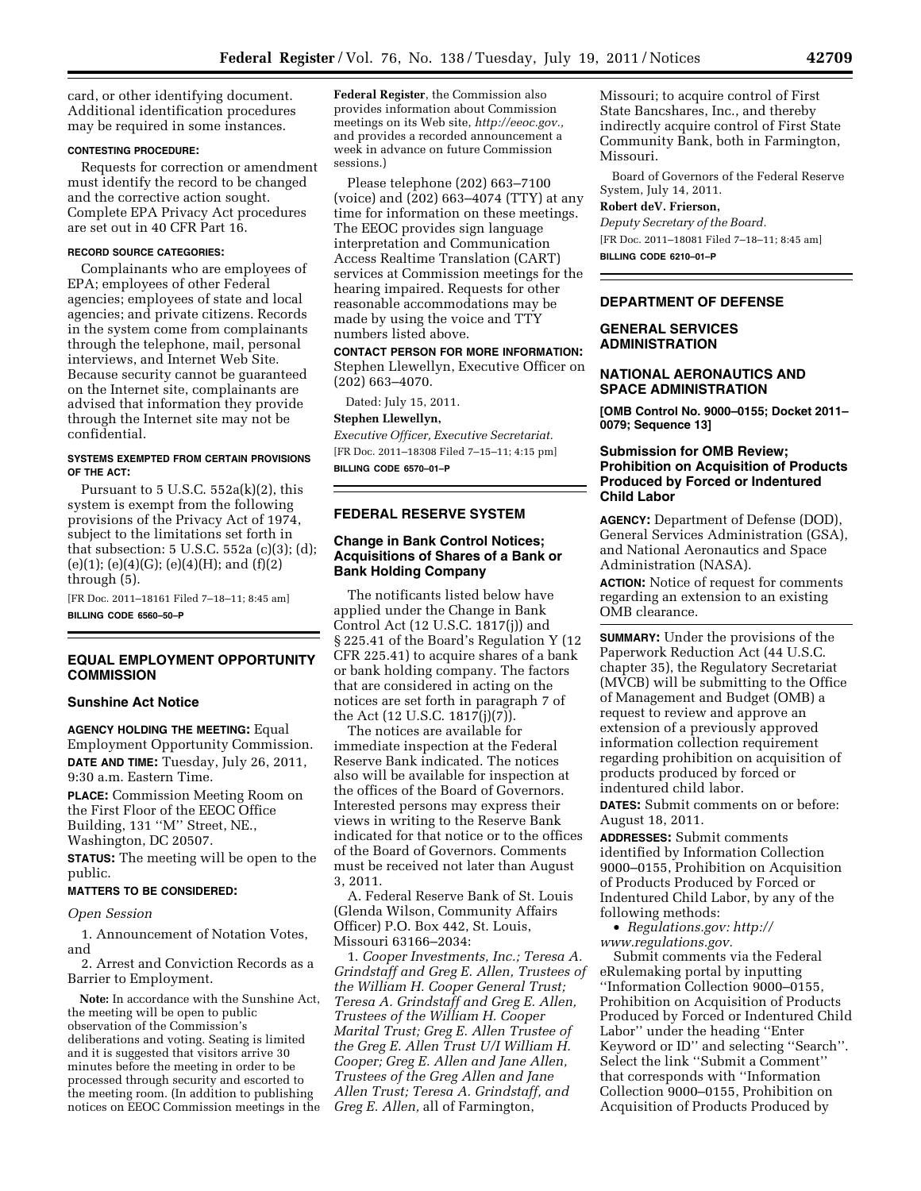card, or other identifying document. Additional identification procedures may be required in some instances.

**CONTESTING PROCEDURE:**

Requests for correction or amendment must identify the record to be changed and the corrective action sought. Complete EPA Privacy Act procedures are set out in 40 CFR Part 16.

**RECORD SOURCE CATEGORIES:**

Complainants who are employees of EPA; employees of other Federal agencies; employees of state and local agencies; and private citizens. Records in the system come from complainants through the telephone, mail, personal interviews, and Internet Web Site. Because security cannot be guaranteed on the Internet site, complainants are advised that information they provide through the Internet site may not be confidential.

**SYSTEMS EXEMPTED FROM CERTAIN PROVISIONS OF THE ACT:**

Pursuant to 5 U.S.C. 552a(k)(2), this system is exempt from the following provisions of the Privacy Act of 1974, subject to the limitations set forth in that subsection: 5 U.S.C. 552a (c)(3); (d); (e)(1); (e)(4)(G); (e)(4)(H); and (f)(2) through (5).

[FR Doc. 2011–18161 Filed 7–18–11; 8:45 am]

**BILLING CODE 6560–50–P**

## EQUAL EMPLOYMENT OPPORTUNITY COMMISSION

### Sunshine Act Notice

**AGENCY HOLDING THE MEETING:** Equal Employment Opportunity Commission.

**DATE AND TIME:** Tuesday, July 26, 2011, 9:30 a.m. Eastern Time.

**PLACE:** Commission Meeting Room on the First Floor of the EEOC Office Building, 131 ''M'' Street, NE., Washington, DC 20507.

**STATUS:** The meeting will be open to the public.

**MATTERS TO BE CONSIDERED:**

*Open Session*

1. Announcement of Notation Votes, and

2. Arrest and Conviction Records as a Barrier to Employment.

**Note:** In accordance with the Sunshine Act, the meeting will be open to public observation of the Commission's deliberations and voting. Seating is limited and it is suggested that visitors arrive 30 minutes before the meeting in order to be processed through security and escorted to the meeting room. (In addition to publishing notices on EEOC Commission meetings in the **Federal Register**, the Commission also provides information about Commission meetings on its Web site, *http://eeoc.gov.,* and provides a recorded announcement a week in advance on future Commission sessions.)

Please telephone (202) 663–7100 (voice) and (202) 663–4074 (TTY) at any time for information on these meetings. The EEOC provides sign language interpretation and Communication Access Realtime Translation (CART) services at Commission meetings for the hearing impaired. Requests for other reasonable accommodations may be made by using the voice and TTY numbers listed above.

**CONTACT PERSON FOR MORE INFORMATION:** Stephen Llewellyn, Executive Officer on (202) 663–4070.

Dated: July 15, 2011.

**Stephen Llewellyn,**

*Executive Officer, Executive Secretariat.*

[FR Doc. 2011–18308 Filed 7–15–11; 4:15 pm]

**BILLING CODE 6570–01–P**

## FEDERAL RESERVE SYSTEM

### Change in Bank Control Notices; Acquisitions of Shares of a Bank or Bank Holding Company

The notificants listed below have applied under the Change in Bank Control Act (12 U.S.C. 1817(j)) and § 225.41 of the Board's Regulation Y (12 CFR 225.41) to acquire shares of a bank or bank holding company. The factors that are considered in acting on the notices are set forth in paragraph 7 of the Act (12 U.S.C. 1817(j)(7)).

The notices are available for immediate inspection at the Federal Reserve Bank indicated. The notices also will be available for inspection at the offices of the Board of Governors. Interested persons may express their views in writing to the Reserve Bank indicated for that notice or to the offices of the Board of Governors. Comments must be received not later than August 3, 2011.

A. Federal Reserve Bank of St. Louis (Glenda Wilson, Community Affairs Officer) P.O. Box 442, St. Louis, Missouri 63166–2034:

1. *Cooper Investments, Inc.; Teresa A. Grindstaff and Greg E. Allen, Trustees of the William H. Cooper General Trust; Teresa A. Grindstaff and Greg E. Allen, Trustees of the William H. Cooper Marital Trust; Greg E. Allen Trustee of the Greg E. Allen Trust U/I William H. Cooper; Greg E. Allen and Jane Allen, Trustees of the Greg Allen and Jane Allen Trust; Teresa A. Grindstaff, and Greg E. Allen,* all of Farmington, Missouri; to acquire control of First State Bancshares, Inc., and thereby indirectly acquire control of First State Community Bank, both in Farmington, Missouri.

Board of Governors of the Federal Reserve System, July 14, 2011.

**Robert deV. Frierson,**

*Deputy Secretary of the Board.*

[FR Doc. 2011–18081 Filed 7–18–11; 8:45 am]

**BILLING CODE 6210–01–P**

## DEPARTMENT OF DEFENSE

## GENERAL SERVICES ADMINISTRATION

## NATIONAL AERONAUTICS AND SPACE ADMINISTRATION

**[OMB Control No. 9000–0155; Docket 2011–0079; Sequence 13]**

### Submission for OMB Review; Prohibition on Acquisition of Products Produced by Forced or Indentured Child Labor

**AGENCY:** Department of Defense (DOD), General Services Administration (GSA), and National Aeronautics and Space Administration (NASA).

**ACTION:** Notice of request for comments regarding an extension to an existing OMB clearance.

**SUMMARY:** Under the provisions of the Paperwork Reduction Act (44 U.S.C. chapter 35), the Regulatory Secretariat (MVCB) will be submitting to the Office of Management and Budget (OMB) a request to review and approve an extension of a previously approved information collection requirement regarding prohibition on acquisition of products produced by forced or indentured child labor.

**DATES:** Submit comments on or before: August 18, 2011.

**ADDRESSES:** Submit comments identified by Information Collection 9000–0155, Prohibition on Acquisition of Products Produced by Forced or Indentured Child Labor, by any of the following methods:

- *Regulations.gov: http://www.regulations.gov.*

Submit comments via the Federal eRulemaking portal by inputting ''Information Collection 9000–0155, Prohibition on Acquisition of Products Produced by Forced or Indentured Child Labor'' under the heading ''Enter Keyword or ID'' and selecting ''Search''. Select the link ''Submit a Comment'' that corresponds with ''Information Collection 9000–0155, Prohibition on Acquisition of Products Produced by